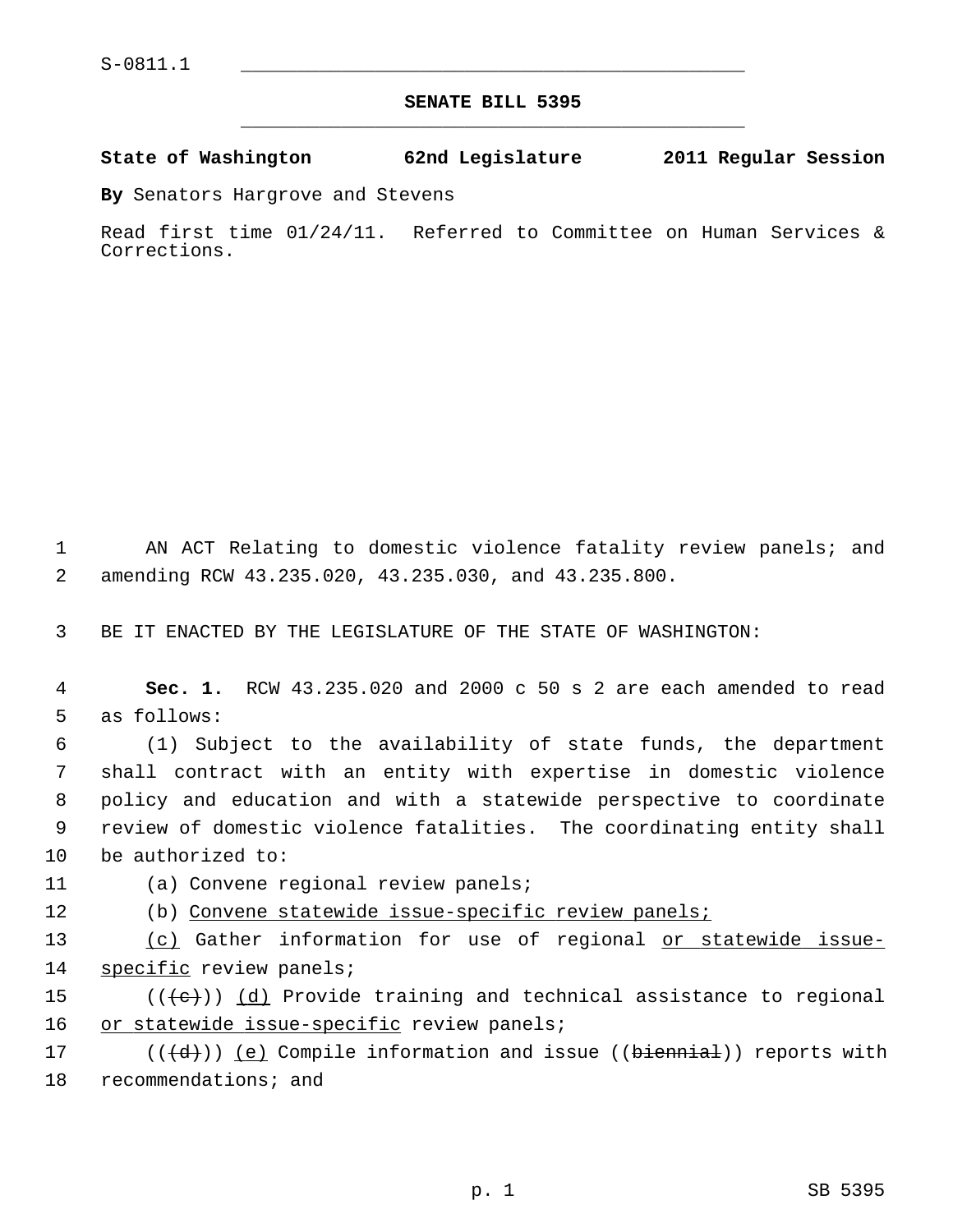S-0811.1

## SENATE BILL 5395

**State of Washington 62nd Legislature 2011 Regular Session**

**By** Senators Hargrove and Stevens

Read first time 01/24/11. Referred to Committee on Human Services & Corrections.

1 AN ACT Relating to domestic violence fatality review panels; and
2 amending RCW 43.235.020, 43.235.030, and 43.235.800.

3 BE IT ENACTED BY THE LEGISLATURE OF THE STATE OF WASHINGTON:

4 **Sec. 1.** RCW 43.235.020 and 2000 c 50 s 2 are each amended to read
5 as follows:
6 (1) Subject to the availability of state funds, the department
7 shall contract with an entity with expertise in domestic violence
8 policy and education and with a statewide perspective to coordinate
9 review of domestic violence fatalities. The coordinating entity shall
10 be authorized to:
11 (a) Convene regional review panels;
12 (b) Convene statewide issue-specific review panels;
13 (c) Gather information for use of regional or statewide issue-
14 specific review panels;
15 (((c))) (d) Provide training and technical assistance to regional
16 or statewide issue-specific review panels;
17 (((d))) (e) Compile information and issue ((biennial)) reports with
18 recommendations; and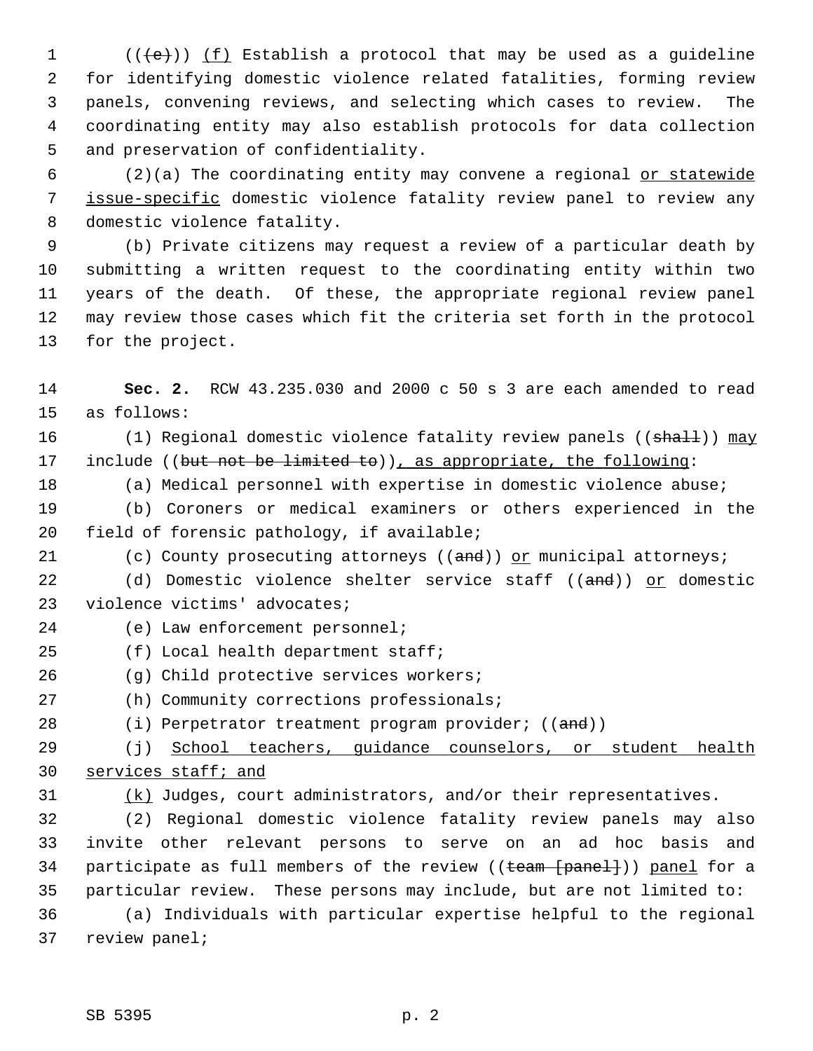(((e))) (f) Establish a protocol that may be used as a guideline for identifying domestic violence related fatalities, forming review panels, convening reviews, and selecting which cases to review. The coordinating entity may also establish protocols for data collection and preservation of confidentiality.

(2)(a) The coordinating entity may convene a regional or statewide issue-specific domestic violence fatality review panel to review any domestic violence fatality.

(b) Private citizens may request a review of a particular death by submitting a written request to the coordinating entity within two years of the death. Of these, the appropriate regional review panel may review those cases which fit the criteria set forth in the protocol for the project.

**Sec. 2.** RCW 43.235.030 and 2000 c 50 s 3 are each amended to read as follows:

(1) Regional domestic violence fatality review panels ((shall)) may include ((but not be limited to)), as appropriate, the following:

(a) Medical personnel with expertise in domestic violence abuse;

(b) Coroners or medical examiners or others experienced in the field of forensic pathology, if available;

(c) County prosecuting attorneys ((and)) or municipal attorneys;

(d) Domestic violence shelter service staff ((and)) or domestic violence victims' advocates;

(e) Law enforcement personnel;

(f) Local health department staff;

(g) Child protective services workers;

(h) Community corrections professionals;

(i) Perpetrator treatment program provider; ((and))

(j) School teachers, guidance counselors, or student health services staff; and

(k) Judges, court administrators, and/or their representatives.

(2) Regional domestic violence fatality review panels may also invite other relevant persons to serve on an ad hoc basis and participate as full members of the review ((team [panel])) panel for a particular review. These persons may include, but are not limited to:

(a) Individuals with particular expertise helpful to the regional review panel;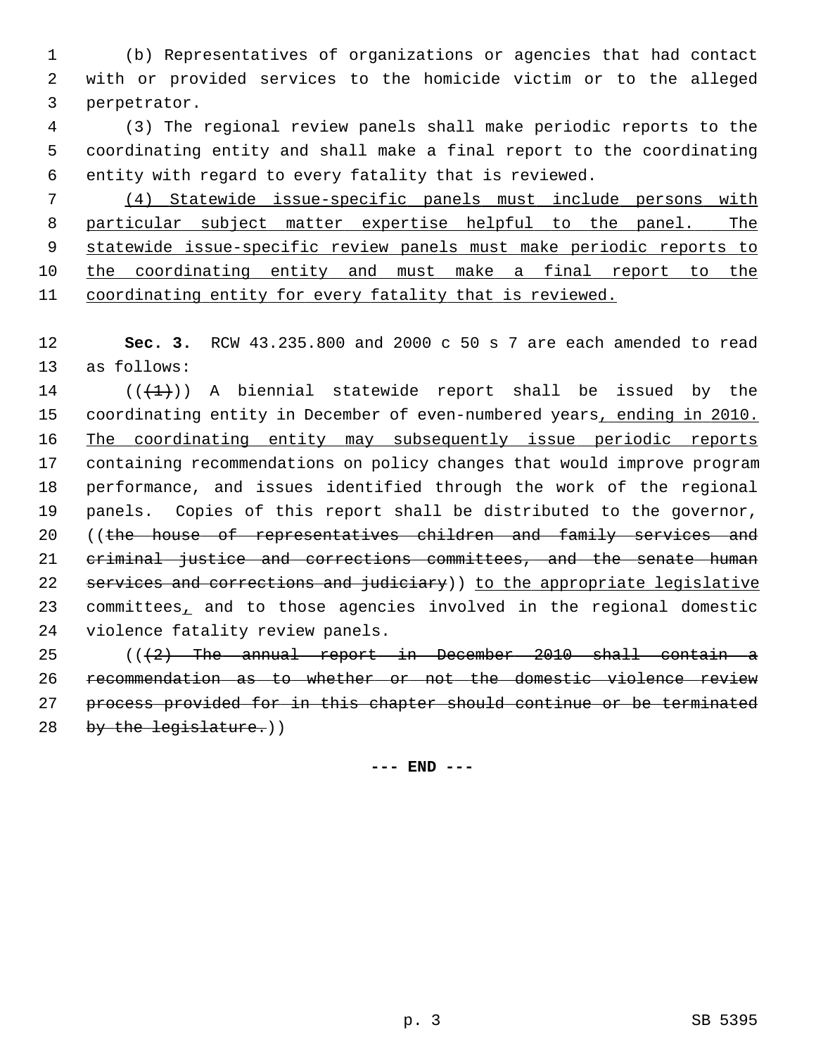(b) Representatives of organizations or agencies that had contact with or provided services to the homicide victim or to the alleged perpetrator.

(3) The regional review panels shall make periodic reports to the coordinating entity and shall make a final report to the coordinating entity with regard to every fatality that is reviewed.

(4) Statewide issue-specific panels must include persons with particular subject matter expertise helpful to the panel. The statewide issue-specific review panels must make periodic reports to the coordinating entity and must make a final report to the coordinating entity for every fatality that is reviewed.

**Sec. 3.** RCW 43.235.800 and 2000 c 50 s 7 are each amended to read as follows:

(((1))) A biennial statewide report shall be issued by the coordinating entity in December of even-numbered years, ending in 2010. The coordinating entity may subsequently issue periodic reports containing recommendations on policy changes that would improve program performance, and issues identified through the work of the regional panels. Copies of this report shall be distributed to the governor, ((the house of representatives children and family services and criminal justice and corrections committees, and the senate human services and corrections and judiciary)) to the appropriate legislative committees, and to those agencies involved in the regional domestic violence fatality review panels.

(((2) The annual report in December 2010 shall contain a recommendation as to whether or not the domestic violence review process provided for in this chapter should continue or be terminated by the legislature.))

**--- END ---**